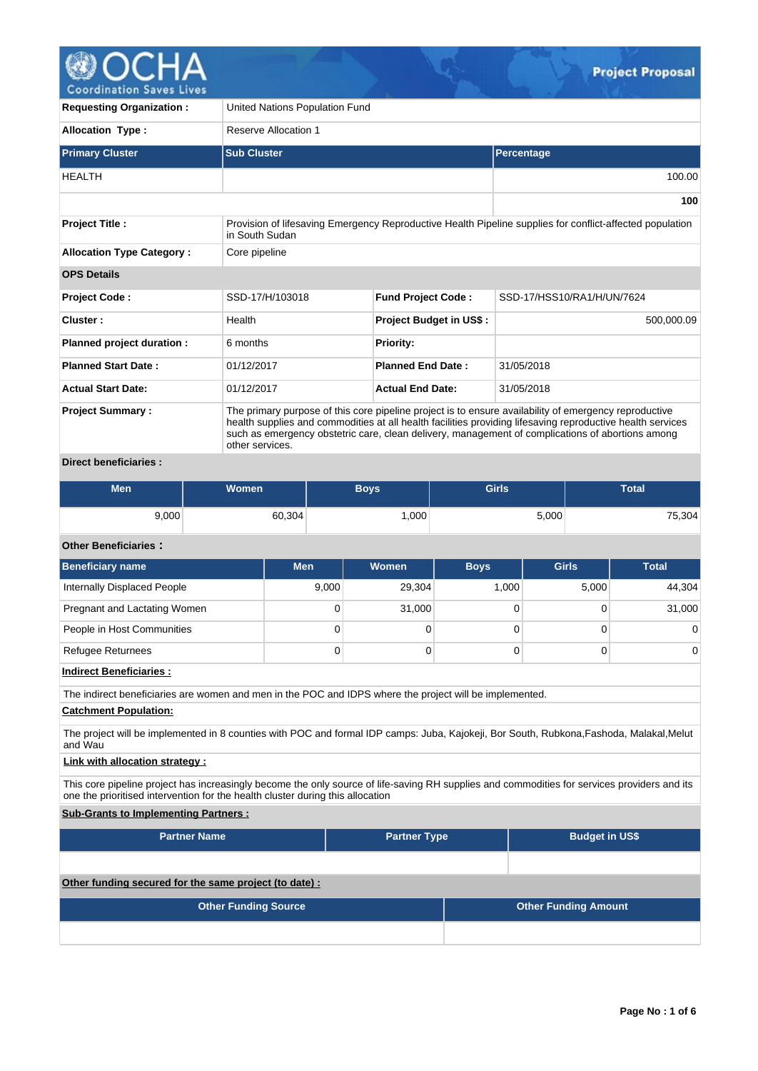# OCHA Coordination Saves Lives — Project Proposal

| | |
|---|---|
| **Requesting Organization :** | United Nations Population Fund |
| **Allocation Type :** | Reserve Allocation 1 |

| Primary Cluster | Sub Cluster | Percentage |
|---|---|---|
| HEALTH | | 100.00 |
| | | **100** |

| | |
|---|---|
| **Project Title :** | Provision of lifesaving Emergency Reproductive Health Pipeline supplies for conflict-affected population in South Sudan |
| **Allocation Type Category :** | Core pipeline |

**OPS Details**

| | | | |
|---|---|---|---|
| **Project Code :** | SSD-17/H/103018 | **Fund Project Code :** | SSD-17/HSS10/RA1/H/UN/7624 |
| **Cluster :** | Health | **Project Budget in US$ :** | 500,000.09 |
| **Planned project duration :** | 6 months | **Priority:** | |
| **Planned Start Date :** | 01/12/2017 | **Planned End Date :** | 31/05/2018 |
| **Actual Start Date:** | 01/12/2017 | **Actual End Date:** | 31/05/2018 |

| | |
|---|---|
| **Project Summary :** | The primary purpose of this core pipeline project is to ensure availability of emergency reproductive health supplies and commodities at all health facilities providing lifesaving reproductive health services such as emergency obstetric care, clean delivery, management of complications of abortions among other services. |

**Direct beneficiaries :**

| Men | Women | Boys | Girls | Total |
|---|---|---|---|---|
| 9,000 | 60,304 | 1,000 | 5,000 | 75,304 |

**Other Beneficiaries :**

| Beneficiary name | Men | Women | Boys | Girls | Total |
|---|---|---|---|---|---|
| Internally Displaced People | 9,000 | 29,304 | 1,000 | 5,000 | 44,304 |
| Pregnant and Lactating Women | 0 | 31,000 | 0 | 0 | 31,000 |
| People in Host Communities | 0 | 0 | 0 | 0 | 0 |
| Refugee Returnees | 0 | 0 | 0 | 0 | 0 |

**Indirect Beneficiaries :**

The indirect beneficiaries are women and men in the POC and IDPS where the project will be implemented.

**Catchment Population:**

The project will be implemented in 8 counties with POC and formal IDP camps: Juba, Kajokeji, Bor South, Rubkona,Fashoda, Malakal,Melut and Wau

**Link with allocation strategy :**

This core pipeline project has increasingly become the only source of life-saving RH supplies and commodities for services providers and its one the prioritised intervention for the health cluster during this allocation

**Sub-Grants to Implementing Partners :**

| Partner Name | Partner Type | Budget in US$ |
|---|---|---|
| | | |

**Other funding secured for the same project (to date) :**

| Other Funding Source | Other Funding Amount |
|---|---|
| | |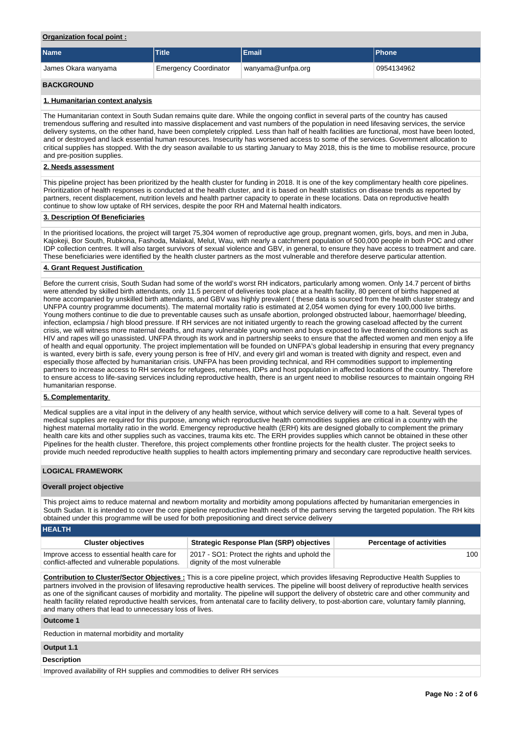**Organization focal point :**

| Name | Title | Email | Phone |
| --- | --- | --- | --- |
| James Okara wanyama | Emergency Coordinator | wanyama@unfpa.org | 0954134962 |

## BACKGROUND

### 1. Humanitarian context analysis

The Humanitarian context in South Sudan remains quite dare. While the ongoing conflict in several parts of the country has caused tremendous suffering and resulted into massive displacement and vast numbers of the population in need lifesaving services, the service delivery systems, on the other hand, have been completely crippled. Less than half of health facilities are functional, most have been looted, and or destroyed and lack essential human resources. Insecurity has worsened access to some of the services. Government allocation to critical supplies has stopped. With the dry season available to us starting January to May 2018, this is the time to mobilise resource, procure and pre-position supplies.

### 2. Needs assessment

This pipeline project has been prioritized by the health cluster for funding in 2018. It is one of the key complimentary health core pipelines. Prioritization of health responses is conducted at the health cluster, and it is based on health statistics on disease trends as reported by partners, recent displacement, nutrition levels and health partner capacity to operate in these locations. Data on reproductive health continue to show low uptake of RH services, despite the poor RH and Maternal health indicators.

### 3. Description Of Beneficiaries

In the prioritised locations, the project will target 75,304 women of reproductive age group, pregnant women, girls, boys, and men in Juba, Kajokeji, Bor South, Rubkona, Fashoda, Malakal, Melut, Wau, with nearly a catchment population of 500,000 people in both POC and other IDP collection centres. It will also target survivors of sexual violence and GBV, in general, to ensure they have access to treatment and care. These beneficiaries were identified by the health cluster partners as the most vulnerable and therefore deserve particular attention.

### 4. Grant Request Justification

Before the current crisis, South Sudan had some of the world's worst RH indicators, particularly among women. Only 14.7 percent of births were attended by skilled birth attendants, only 11.5 percent of deliveries took place at a health facility, 80 percent of births happened at home accompanied by unskilled birth attendants, and GBV was highly prevalent ( these data is sourced from the health cluster strategy and UNFPA country programme documents). The maternal mortality ratio is estimated at 2,054 women dying for every 100,000 live births. Young mothers continue to die due to preventable causes such as unsafe abortion, prolonged obstructed labour, haemorrhage/ bleeding, infection, eclampsia / high blood pressure. If RH services are not initiated urgently to reach the growing caseload affected by the current crisis, we will witness more maternal deaths, and many vulnerable young women and boys exposed to live threatening conditions such as HIV and rapes will go unassisted. UNFPA through its work and in partnership seeks to ensure that the affected women and men enjoy a life of health and equal opportunity. The project implementation will be founded on UNFPA's global leadership in ensuring that every pregnancy is wanted, every birth is safe, every young person is free of HIV, and every girl and woman is treated with dignity and respect, even and especially those affected by humanitarian crisis. UNFPA has been providing technical, and RH commodities support to implementing partners to increase access to RH services for refugees, returnees, IDPs and host population in affected locations of the country. Therefore to ensure access to life-saving services including reproductive health, there is an urgent need to mobilise resources to maintain ongoing RH humanitarian response.

### 5. Complementarity

Medical supplies are a vital input in the delivery of any health service, without which service delivery will come to a halt. Several types of medical supplies are required for this purpose, among which reproductive health commodities supplies are critical in a country with the highest maternal mortality ratio in the world. Emergency reproductive health (ERH) kits are designed globally to complement the primary health care kits and other supplies such as vaccines, trauma kits etc. The ERH provides supplies which cannot be obtained in these other Pipelines for the health cluster. Therefore, this project complements other frontline projects for the health cluster. The project seeks to provide much needed reproductive health supplies to health actors implementing primary and secondary care reproductive health services.

## LOGICAL FRAMEWORK

### Overall project objective

This project aims to reduce maternal and newborn mortality and morbidity among populations affected by humanitarian emergencies in South Sudan. It is intended to cover the core pipeline reproductive health needs of the partners serving the targeted population. The RH kits obtained under this programme will be used for both prepositioning and direct service delivery

### HEALTH

| Cluster objectives | Strategic Response Plan (SRP) objectives | Percentage of activities |
| --- | --- | --- |
| Improve access to essential health care for conflict-affected and vulnerable populations. | 2017 - SO1: Protect the rights and uphold the dignity of the most vulnerable | 100 |

**Contribution to Cluster/Sector Objectives :** This is a core pipeline project, which provides lifesaving Reproductive Health Supplies to partners involved in the provision of lifesaving reproductive health services. The pipeline will boost delivery of reproductive health services as one of the significant causes of morbidity and mortality. The pipeline will support the delivery of obstetric care and other community and health facility related reproductive health services, from antenatal care to facility delivery, to post-abortion care, voluntary family planning, and many others that lead to unnecessary loss of lives.

**Outcome 1**

Reduction in maternal morbidity and mortality

**Output 1.1**

**Description**

Improved availability of RH supplies and commodities to deliver RH services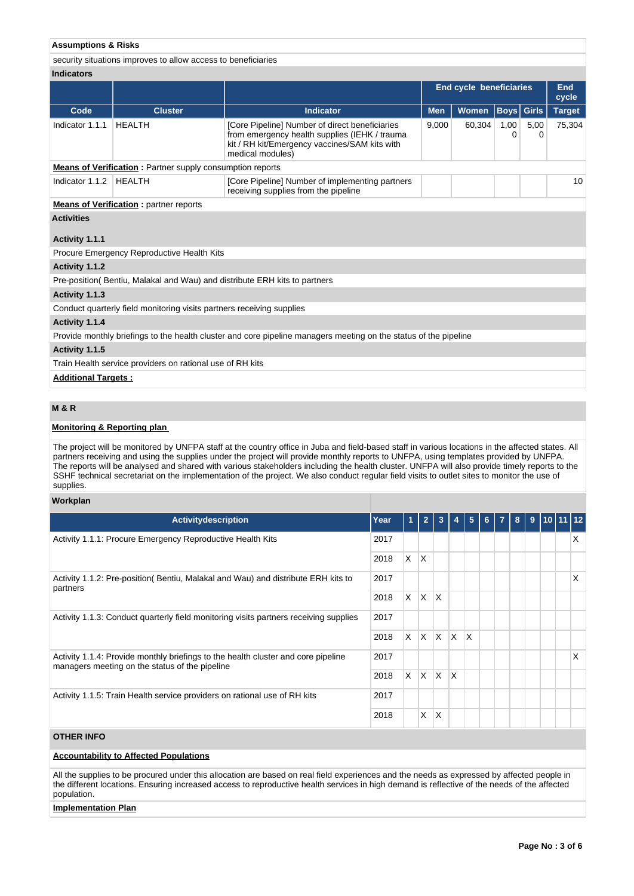**Assumptions & Risks**

security situations improves to allow access to beneficiaries

**Indicators**

| | | | End cycle beneficiaries | | | | End cycle |
|---|---|---|---|---|---|---|---|
| **Code** | **Cluster** | **Indicator** | **Men** | **Women** | **Boys** | **Girls** | **Target** |
| Indicator 1.1.1 | HEALTH | [Core Pipeline] Number of direct beneficiaries from emergency health supplies (IEHK / trauma kit / RH kit/Emergency vaccines/SAM kits with medical modules) | 9,000 | 60,304 | 1,000 | 5,000 | 75,304 |
| **Means of Verification :** Partner supply consumption reports | | | | | | | |
| Indicator 1.1.2 | HEALTH | [Core Pipeline] Number of implementing partners receiving supplies from the pipeline | | | | | 10 |
| **Means of Verification :** partner reports | | | | | | | |

**Activities**

**Activity 1.1.1**

Procure Emergency Reproductive Health Kits

**Activity 1.1.2**

Pre-position( Bentiu, Malakal and Wau) and distribute ERH kits to partners

**Activity 1.1.3**

Conduct quarterly field monitoring visits partners receiving supplies

**Activity 1.1.4**

Provide monthly briefings to the health cluster and core pipeline managers meeting on the status of the pipeline

**Activity 1.1.5**

Train Health service providers on rational use of RH kits

**Additional Targets :**

## M & R

**Monitoring & Reporting plan**

The project will be monitored by UNFPA staff at the country office in Juba and field-based staff in various locations in the affected states. All partners receiving and using the supplies under the project will provide monthly reports to UNFPA, using templates provided by UNFPA. The reports will be analysed and shared with various stakeholders including the health cluster. UNFPA will also provide timely reports to the SSHF technical secretariat on the implementation of the project. We also conduct regular field visits to outlet sites to monitor the use of supplies.

**Workplan**

| Activitydescription | Year | 1 | 2 | 3 | 4 | 5 | 6 | 7 | 8 | 9 | 10 | 11 | 12 |
|---|---|---|---|---|---|---|---|---|---|---|---|---|---|
| Activity 1.1.1: Procure Emergency Reproductive Health Kits | 2017 | | | | | | | | | | | | X |
| | 2018 | X | X | | | | | | | | | | |
| Activity 1.1.2: Pre-position( Bentiu, Malakal and Wau) and distribute ERH kits to partners | 2017 | | | | | | | | | | | | X |
| | 2018 | X | X | X | | | | | | | | | |
| Activity 1.1.3: Conduct quarterly field monitoring visits partners receiving supplies | 2017 | | | | | | | | | | | | |
| | 2018 | X | X | X | X | X | | | | | | | |
| Activity 1.1.4: Provide monthly briefings to the health cluster and core pipeline managers meeting on the status of the pipeline | 2017 | | | | | | | | | | | | X |
| | 2018 | X | X | X | X | | | | | | | | |
| Activity 1.1.5: Train Health service providers on rational use of RH kits | 2017 | | | | | | | | | | | | |
| | 2018 | | X | X | | | | | | | | | |

## OTHER INFO

**Accountability to Affected Populations**

All the supplies to be procured under this allocation are based on real field experiences and the needs as expressed by affected people in the different locations. Ensuring increased access to reproductive health services in high demand is reflective of the needs of the affected population.

**Implementation Plan**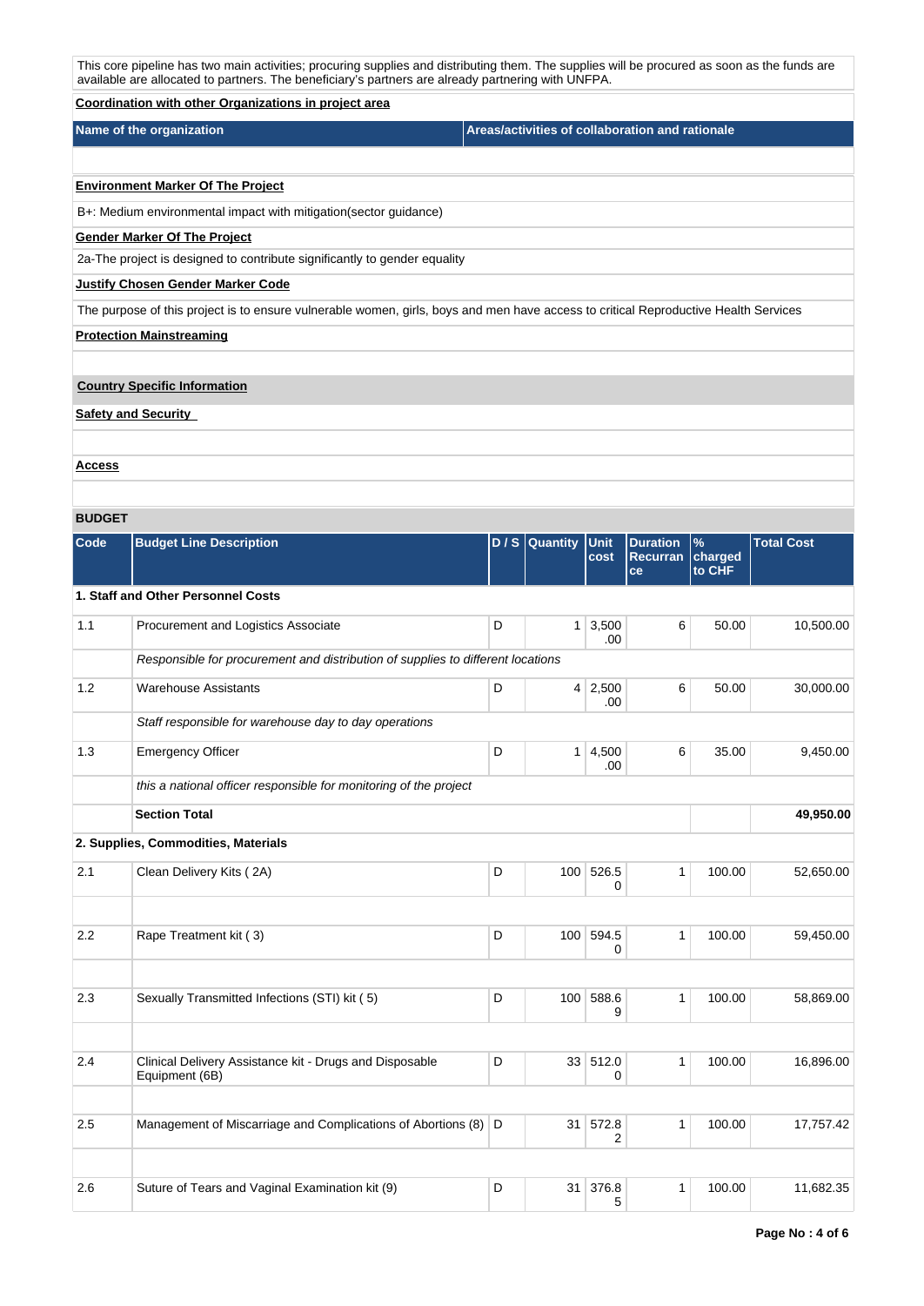This core pipeline has two main activities; procuring supplies and distributing them. The supplies will be procured as soon as the funds are available are allocated to partners. The beneficiary's partners are already partnering with UNFPA.

**Coordination with other Organizations in project area**

| Name of the organization | Areas/activities of collaboration and rationale |
|---|---|
| | |

**Environment Marker Of The Project**

B+: Medium environmental impact with mitigation(sector guidance)

**Gender Marker Of The Project**

2a-The project is designed to contribute significantly to gender equality

**Justify Chosen Gender Marker Code**

The purpose of this project is to ensure vulnerable women, girls, boys and men have access to critical Reproductive Health Services

**Protection Mainstreaming**

**Country Specific Information**

**Safety and Security**

**Access**

**BUDGET**

| Code | Budget Line Description | D / S | Quantity | Unit cost | Duration Recurrance | % charged to CHF | Total Cost |
|---|---|---|---|---|---|---|---|
| **1. Staff and Other Personnel Costs** | | | | | | | |
| 1.1 | Procurement and Logistics Associate | D | 1 | 3,500.00 | 6 | 50.00 | 10,500.00 |
| | *Responsible for procurement and distribution of supplies to different locations* | | | | | | |
| 1.2 | Warehouse Assistants | D | 4 | 2,500.00 | 6 | 50.00 | 30,000.00 |
| | *Staff responsible for warehouse day to day operations* | | | | | | |
| 1.3 | Emergency Officer | D | 1 | 4,500.00 | 6 | 35.00 | 9,450.00 |
| | *this a national officer responsible for monitoring of the project* | | | | | | |
| | **Section Total** | | | | | | **49,950.00** |
| **2. Supplies, Commodities, Materials** | | | | | | | |
| 2.1 | Clean Delivery Kits ( 2A) | D | 100 | 526.50 | 1 | 100.00 | 52,650.00 |
| | | | | | | | |
| 2.2 | Rape Treatment kit ( 3) | D | 100 | 594.50 | 1 | 100.00 | 59,450.00 |
| | | | | | | | |
| 2.3 | Sexually Transmitted Infections (STI) kit ( 5) | D | 100 | 588.69 | 1 | 100.00 | 58,869.00 |
| | | | | | | | |
| 2.4 | Clinical Delivery Assistance kit - Drugs and Disposable Equipment (6B) | D | 33 | 512.00 | 1 | 100.00 | 16,896.00 |
| | | | | | | | |
| 2.5 | Management of Miscarriage and Complications of Abortions (8) | D | 31 | 572.82 | 1 | 100.00 | 17,757.42 |
| | | | | | | | |
| 2.6 | Suture of Tears and Vaginal Examination kit (9) | D | 31 | 376.85 | 1 | 100.00 | 11,682.35 |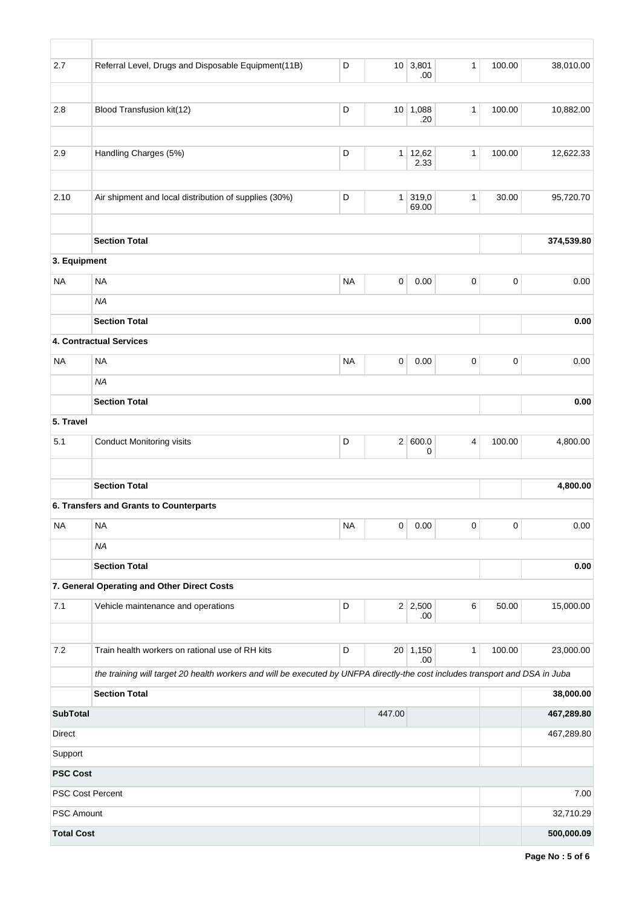| | | | | | | | |
|---|---|---|---|---|---|---|---|
| | | | | | | | |
| 2.7 | Referral Level, Drugs and Disposable Equipment(11B) | D | 10 | 3,801.00 | 1 | 100.00 | 38,010.00 |
| | | | | | | | |
| 2.8 | Blood Transfusion kit(12) | D | 10 | 1,088.20 | 1 | 100.00 | 10,882.00 |
| | | | | | | | |
| 2.9 | Handling Charges (5%) | D | 1 | 12,622.33 | 1 | 100.00 | 12,622.33 |
| | | | | | | | |
| 2.10 | Air shipment and local distribution of supplies (30%) | D | 1 | 319,069.00 | 1 | 30.00 | 95,720.70 |
| | | | | | | | |
| | **Section Total** | | | | | | **374,539.80** |
| **3. Equipment** | | | | | | | |
| NA | NA | NA | 0 | 0.00 | 0 | 0 | 0.00 |
| | *NA* | | | | | | |
| | **Section Total** | | | | | | **0.00** |
| | **4. Contractual Services** | | | | | | |
| NA | NA | NA | 0 | 0.00 | 0 | 0 | 0.00 |
| | *NA* | | | | | | |
| | **Section Total** | | | | | | **0.00** |
| **5. Travel** | | | | | | | |
| 5.1 | Conduct Monitoring visits | D | 2 | 600.00 | 4 | 100.00 | 4,800.00 |
| | | | | | | | |
| | **Section Total** | | | | | | **4,800.00** |
| | **6. Transfers and Grants to Counterparts** | | | | | | |
| NA | NA | NA | 0 | 0.00 | 0 | 0 | 0.00 |
| | *NA* | | | | | | |
| | **Section Total** | | | | | | **0.00** |
| | **7. General Operating and Other Direct Costs** | | | | | | |
| 7.1 | Vehicle maintenance and operations | D | 2 | 2,500.00 | 6 | 50.00 | 15,000.00 |
| | | | | | | | |
| 7.2 | Train health workers on rational use of RH kits | D | 20 | 1,150.00 | 1 | 100.00 | 23,000.00 |
| | *the training will target 20 health workers and will be executed by UNFPA directly-the cost includes transport and DSA in Juba* | | | | | | |
| | **Section Total** | | | | | | **38,000.00** |
| **SubTotal** | | | 447.00 | | | | **467,289.80** |
| Direct | | | | | | | 467,289.80 |
| Support | | | | | | | |
| **PSC Cost** | | | | | | | |
| PSC Cost Percent | | | | | | | 7.00 |
| PSC Amount | | | | | | | 32,710.29 |
| **Total Cost** | | | | | | | **500,000.09** |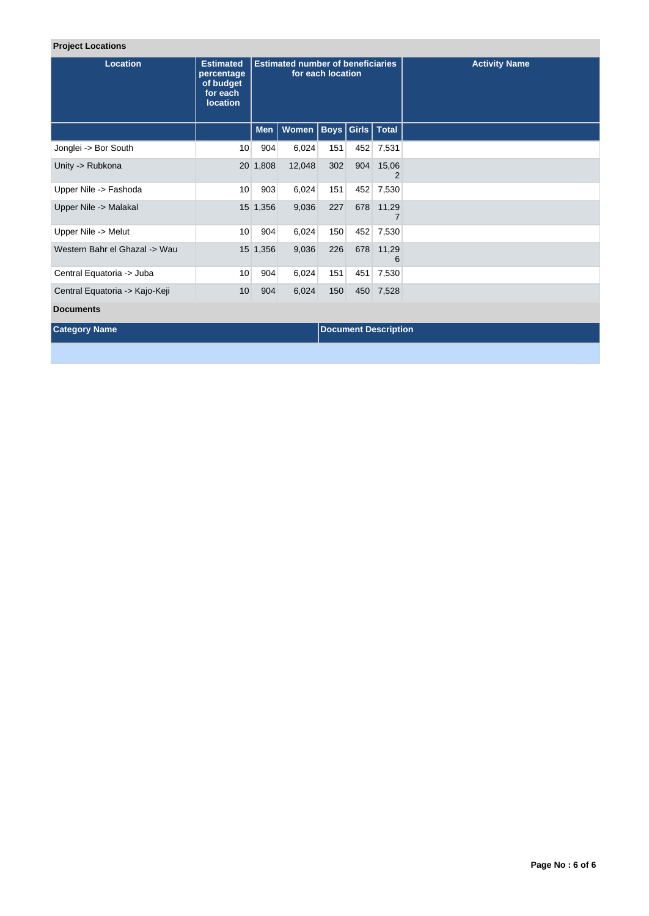## Project Locations

| Location | Estimated percentage of budget for each location | Estimated number of beneficiaries for each location | | | | | Activity Name |
|---|---|---|---|---|---|---|---|
| | | Men | Women | Boys | Girls | Total | |
| Jonglei -> Bor South | 10 | 904 | 6,024 | 151 | 452 | 7,531 | |
| Unity -> Rubkona | 20 | 1,808 | 12,048 | 302 | 904 | 15,062 | |
| Upper Nile -> Fashoda | 10 | 903 | 6,024 | 151 | 452 | 7,530 | |
| Upper Nile -> Malakal | 15 | 1,356 | 9,036 | 227 | 678 | 11,297 | |
| Upper Nile -> Melut | 10 | 904 | 6,024 | 150 | 452 | 7,530 | |
| Western Bahr el Ghazal -> Wau | 15 | 1,356 | 9,036 | 226 | 678 | 11,296 | |
| Central Equatoria -> Juba | 10 | 904 | 6,024 | 151 | 451 | 7,530 | |
| Central Equatoria -> Kajo-Keji | 10 | 904 | 6,024 | 150 | 450 | 7,528 | |

## Documents

| Category Name | Document Description |
|---|---|
| | |